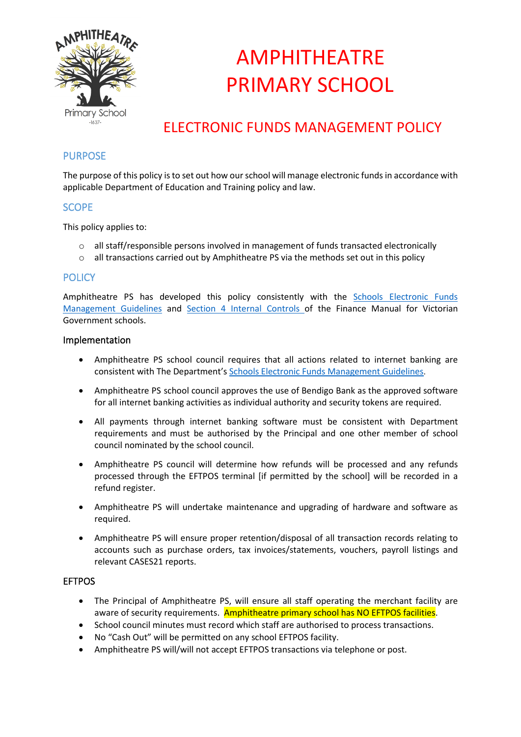# AMPHITHEATRE PRIMARY SCHOOL

## ELECTRONIC FUNDS MANAGEMENT POLICY

## PURPOSE

The purpose of this policy is to set out how our school will manage electronic funds in accordance with applicable Department of Education and Training policy and law.

## SCOPE

This policy applies to:

- all staff/responsible persons involved in management of funds transacted electronically
- all transactions carried out by Amphitheatre PS via the methods set out in this policy

## POLICY

Amphitheatre PS has developed this policy consistently with the Schools Electronic Funds Management Guidelines and Section 4 Internal Controls of the Finance Manual for Victorian Government schools.

### Implementation

- Amphitheatre PS school council requires that all actions related to internet banking are consistent with The Department's Schools Electronic Funds Management Guidelines.
- Amphitheatre PS school council approves the use of Bendigo Bank as the approved software for all internet banking activities as individual authority and security tokens are required.
- All payments through internet banking software must be consistent with Department requirements and must be authorised by the Principal and one other member of school council nominated by the school council.
- Amphitheatre PS council will determine how refunds will be processed and any refunds processed through the EFTPOS terminal [if permitted by the school] will be recorded in a refund register.
- Amphitheatre PS will undertake maintenance and upgrading of hardware and software as required.
- Amphitheatre PS will ensure proper retention/disposal of all transaction records relating to accounts such as purchase orders, tax invoices/statements, vouchers, payroll listings and relevant CASES21 reports.

### EFTPOS

- The Principal of Amphitheatre PS, will ensure all staff operating the merchant facility are aware of security requirements. Amphitheatre primary school has NO EFTPOS facilities.
- School council minutes must record which staff are authorised to process transactions.
- No "Cash Out" will be permitted on any school EFTPOS facility.
- Amphitheatre PS will/will not accept EFTPOS transactions via telephone or post.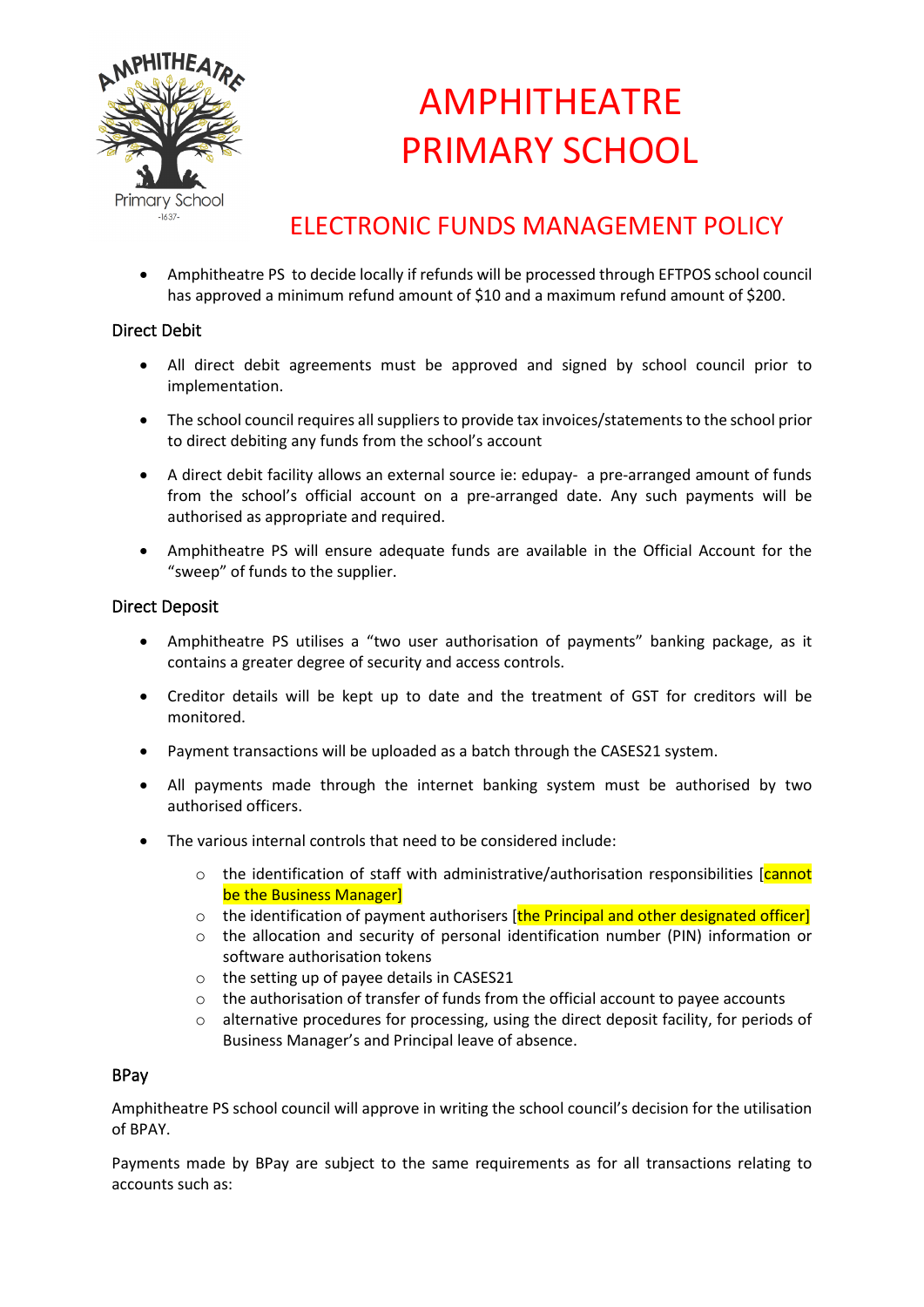# AMPHITHEATRE PRIMARY SCHOOL

## ELECTRONIC FUNDS MANAGEMENT POLICY

- Amphitheatre PS to decide locally if refunds will be processed through EFTPOS school council has approved a minimum refund amount of $10 and a maximum refund amount of $200.

### Direct Debit

- All direct debit agreements must be approved and signed by school council prior to implementation.
- The school council requires all suppliers to provide tax invoices/statements to the school prior to direct debiting any funds from the school's account
- A direct debit facility allows an external source ie: edupay- a pre-arranged amount of funds from the school's official account on a pre-arranged date. Any such payments will be authorised as appropriate and required.
- Amphitheatre PS will ensure adequate funds are available in the Official Account for the "sweep" of funds to the supplier.

### Direct Deposit

- Amphitheatre PS utilises a "two user authorisation of payments" banking package, as it contains a greater degree of security and access controls.
- Creditor details will be kept up to date and the treatment of GST for creditors will be monitored.
- Payment transactions will be uploaded as a batch through the CASES21 system.
- All payments made through the internet banking system must be authorised by two authorised officers.
- The various internal controls that need to be considered include:
  - the identification of staff with administrative/authorisation responsibilities [cannot be the Business Manager]
  - the identification of payment authorisers [the Principal and other designated officer]
  - the allocation and security of personal identification number (PIN) information or software authorisation tokens
  - the setting up of payee details in CASES21
  - the authorisation of transfer of funds from the official account to payee accounts
  - alternative procedures for processing, using the direct deposit facility, for periods of Business Manager's and Principal leave of absence.

### BPay

Amphitheatre PS school council will approve in writing the school council's decision for the utilisation of BPAY.

Payments made by BPay are subject to the same requirements as for all transactions relating to accounts such as: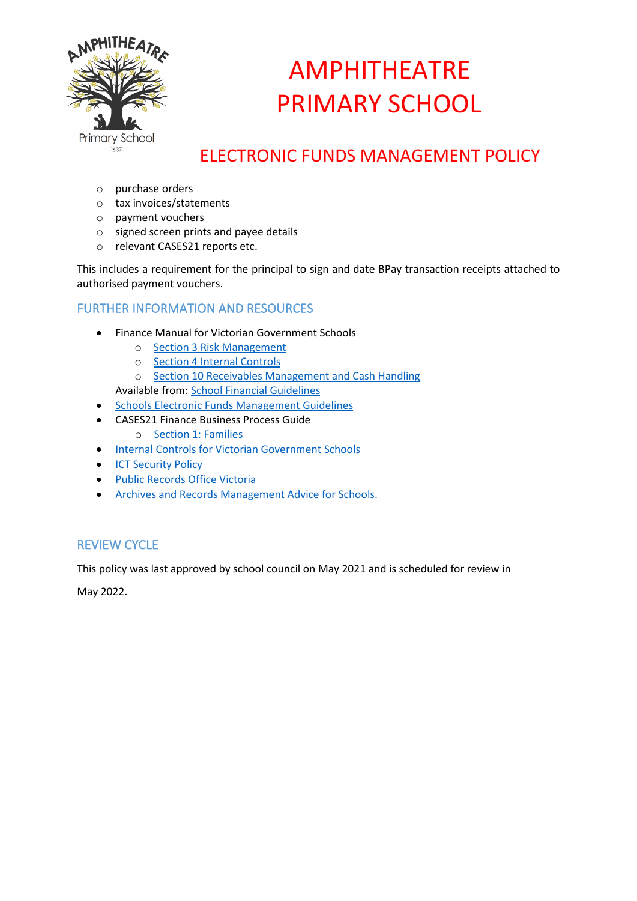- purchase orders
- tax invoices/statements
- payment vouchers
- signed screen prints and payee details
- relevant CASES21 reports etc.

This includes a requirement for the principal to sign and date BPay transaction receipts attached to authorised payment vouchers.

## FURTHER INFORMATION AND RESOURCES

- Finance Manual for Victorian Government Schools
  - Section 3 Risk Management
  - Section 4 Internal Controls
  - Section 10 Receivables Management and Cash Handling

  Available from: School Financial Guidelines
- Schools Electronic Funds Management Guidelines
- CASES21 Finance Business Process Guide
  - Section 1: Families
- Internal Controls for Victorian Government Schools
- ICT Security Policy
- Public Records Office Victoria
- Archives and Records Management Advice for Schools.

## REVIEW CYCLE

This policy was last approved by school council on May 2021 and is scheduled for review in

May 2022.